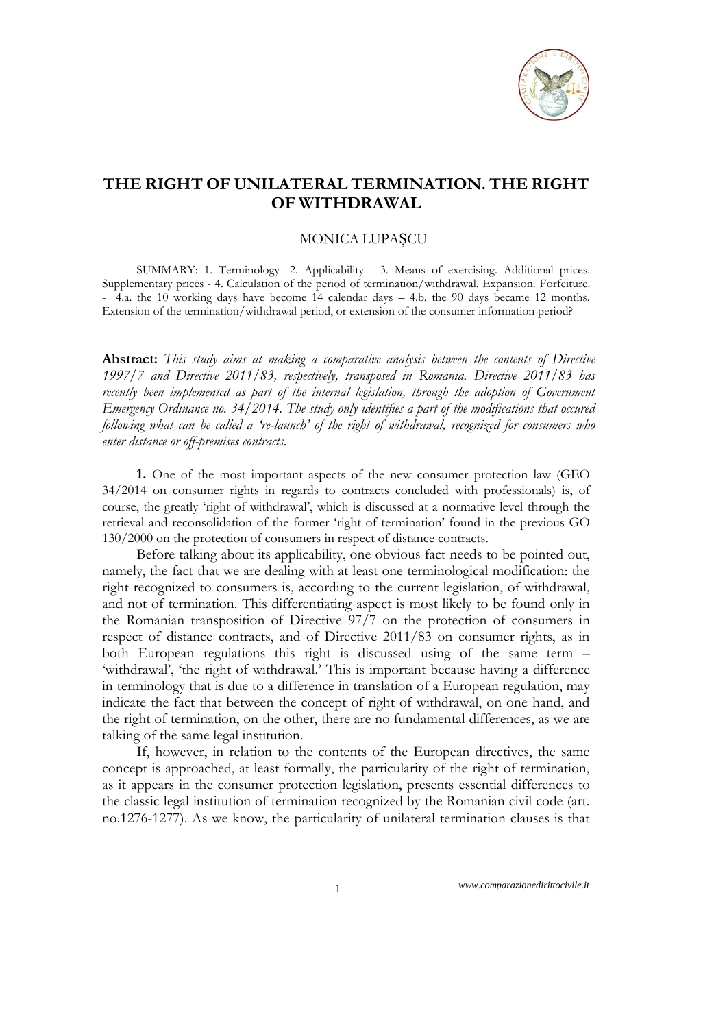# THE RIGHT OF UNILATERAL TERMINATION. THE RIGHT OF WITHDRAWAL

MONICA LUPAȘCU

SUMMARY: 1. Terminology -2. Applicability - 3. Means of exercising. Additional prices. Supplementary prices - 4. Calculation of the period of termination/withdrawal. Expansion. Forfeiture. - 4.a. the 10 working days have become 14 calendar days – 4.b. the 90 days became 12 months. Extension of the termination/withdrawal period, or extension of the consumer information period?

**Abstract:** *This study aims at making a comparative analysis between the contents of Directive 1997/7 and Directive 2011/83, respectively, transposed in Romania. Directive 2011/83 has recently been implemented as part of the internal legislation, through the adoption of Government Emergency Ordinance no. 34/2014. The study only identifies a part of the modifications that occured following what can be called a 're-launch' of the right of withdrawal, recognized for consumers who enter distance or off-premises contracts.*

**1.** One of the most important aspects of the new consumer protection law (GEO 34/2014 on consumer rights in regards to contracts concluded with professionals) is, of course, the greatly 'right of withdrawal', which is discussed at a normative level through the retrieval and reconsolidation of the former 'right of termination' found in the previous GO 130/2000 on the protection of consumers in respect of distance contracts.

Before talking about its applicability, one obvious fact needs to be pointed out, namely, the fact that we are dealing with at least one terminological modification: the right recognized to consumers is, according to the current legislation, of withdrawal, and not of termination. This differentiating aspect is most likely to be found only in the Romanian transposition of Directive 97/7 on the protection of consumers in respect of distance contracts, and of Directive 2011/83 on consumer rights, as in both European regulations this right is discussed using of the same term – 'withdrawal', 'the right of withdrawal.' This is important because having a difference in terminology that is due to a difference in translation of a European regulation, may indicate the fact that between the concept of right of withdrawal, on one hand, and the right of termination, on the other, there are no fundamental differences, as we are talking of the same legal institution.

If, however, in relation to the contents of the European directives, the same concept is approached, at least formally, the particularity of the right of termination, as it appears in the consumer protection legislation, presents essential differences to the classic legal institution of termination recognized by the Romanian civil code (art. no.1276-1277). As we know, the particularity of unilateral termination clauses is that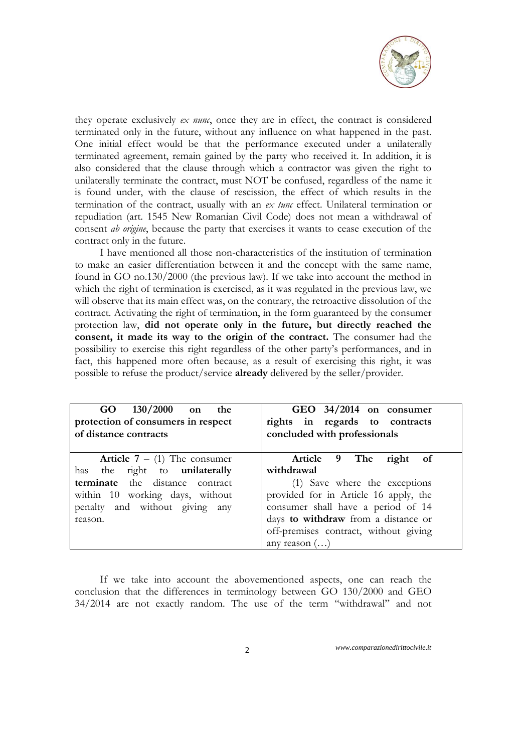they operate exclusively *ex nunc*, once they are in effect, the contract is considered terminated only in the future, without any influence on what happened in the past. One initial effect would be that the performance executed under a unilaterally terminated agreement, remain gained by the party who received it. In addition, it is also considered that the clause through which a contractor was given the right to unilaterally terminate the contract, must NOT be confused, regardless of the name it is found under, with the clause of rescission, the effect of which results in the termination of the contract, usually with an *ex tunc* effect. Unilateral termination or repudiation (art. 1545 New Romanian Civil Code) does not mean a withdrawal of consent *ab origine*, because the party that exercises it wants to cease execution of the contract only in the future.

I have mentioned all those non-characteristics of the institution of termination to make an easier differentiation between it and the concept with the same name, found in GO no.130/2000 (the previous law). If we take into account the method in which the right of termination is exercised, as it was regulated in the previous law, we will observe that its main effect was, on the contrary, the retroactive dissolution of the contract. Activating the right of termination, in the form guaranteed by the consumer protection law, **did not operate only in the future, but directly reached the consent, it made its way to the origin of the contract.** The consumer had the possibility to exercise this right regardless of the other party's performances, and in fact, this happened more often because, as a result of exercising this right, it was possible to refuse the product/service **already** delivered by the seller/provider.

| **GO 130/2000 on the protection of consumers in respect of distance contracts** | **GEO 34/2014 on consumer rights in regards to contracts concluded with professionals** |
| --- | --- |
| **Article 7** – (1) The consumer has the right to **unilaterally terminate** the distance contract within 10 working days, without penalty and without giving any reason. | **Article 9 The right of withdrawal** (1) Save where the exceptions provided for in Article 16 apply, the consumer shall have a period of 14 days **to withdraw** from a distance or off-premises contract, without giving any reason (…) |

If we take into account the abovementioned aspects, one can reach the conclusion that the differences in terminology between GO 130/2000 and GEO 34/2014 are not exactly random. The use of the term "withdrawal" and not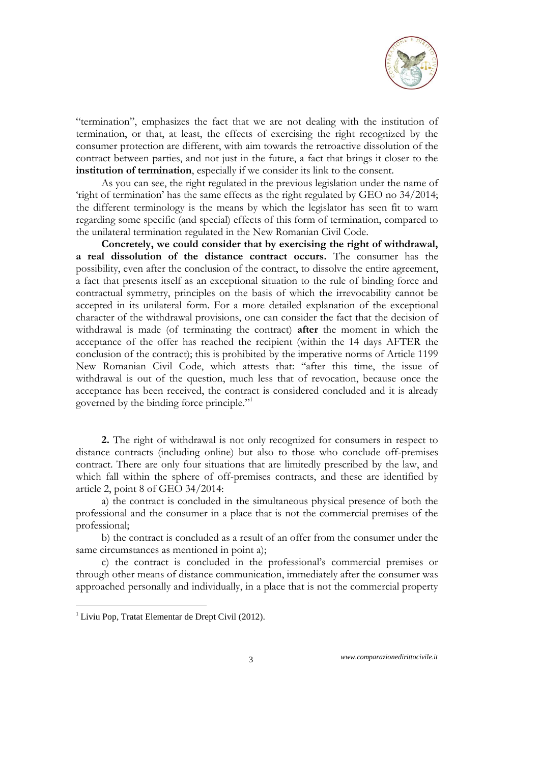"termination", emphasizes the fact that we are not dealing with the institution of termination, or that, at least, the effects of exercising the right recognized by the consumer protection are different, with aim towards the retroactive dissolution of the contract between parties, and not just in the future, a fact that brings it closer to the **institution of termination**, especially if we consider its link to the consent.

As you can see, the right regulated in the previous legislation under the name of 'right of termination' has the same effects as the right regulated by GEO no 34/2014; the different terminology is the means by which the legislator has seen fit to warn regarding some specific (and special) effects of this form of termination, compared to the unilateral termination regulated in the New Romanian Civil Code.

**Concretely, we could consider that by exercising the right of withdrawal, a real dissolution of the distance contract occurs.** The consumer has the possibility, even after the conclusion of the contract, to dissolve the entire agreement, a fact that presents itself as an exceptional situation to the rule of binding force and contractual symmetry, principles on the basis of which the irrevocability cannot be accepted in its unilateral form. For a more detailed explanation of the exceptional character of the withdrawal provisions, one can consider the fact that the decision of withdrawal is made (of terminating the contract) **after** the moment in which the acceptance of the offer has reached the recipient (within the 14 days AFTER the conclusion of the contract); this is prohibited by the imperative norms of Article 1199 New Romanian Civil Code, which attests that: "after this time, the issue of withdrawal is out of the question, much less that of revocation, because once the acceptance has been received, the contract is considered concluded and it is already governed by the binding force principle."[1]

**2.** The right of withdrawal is not only recognized for consumers in respect to distance contracts (including online) but also to those who conclude off-premises contract. There are only four situations that are limitedly prescribed by the law, and which fall within the sphere of off-premises contracts, and these are identified by article 2, point 8 of GEO 34/2014:

a) the contract is concluded in the simultaneous physical presence of both the professional and the consumer in a place that is not the commercial premises of the professional;

b) the contract is concluded as a result of an offer from the consumer under the same circumstances as mentioned in point a);

c) the contract is concluded in the professional's commercial premises or through other means of distance communication, immediately after the consumer was approached personally and individually, in a place that is not the commercial property

---

[1] Liviu Pop, Tratat Elementar de Drept Civil (2012).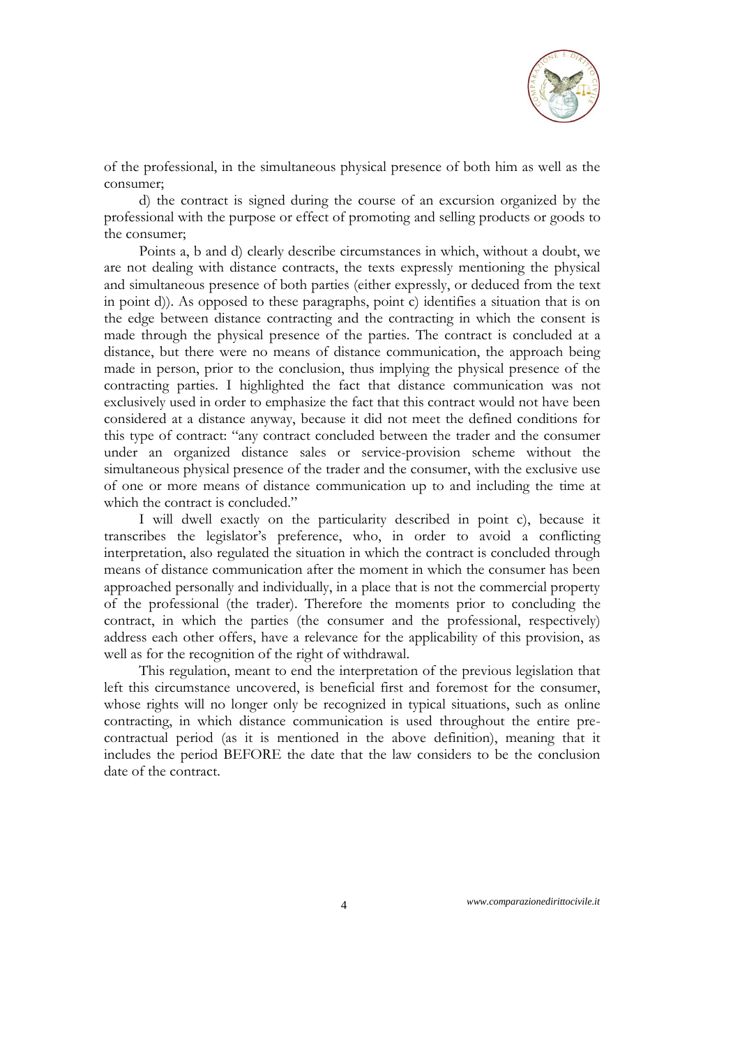of the professional, in the simultaneous physical presence of both him as well as the consumer;

d) the contract is signed during the course of an excursion organized by the professional with the purpose or effect of promoting and selling products or goods to the consumer;

Points a, b and d) clearly describe circumstances in which, without a doubt, we are not dealing with distance contracts, the texts expressly mentioning the physical and simultaneous presence of both parties (either expressly, or deduced from the text in point d)). As opposed to these paragraphs, point c) identifies a situation that is on the edge between distance contracting and the contracting in which the consent is made through the physical presence of the parties. The contract is concluded at a distance, but there were no means of distance communication, the approach being made in person, prior to the conclusion, thus implying the physical presence of the contracting parties. I highlighted the fact that distance communication was not exclusively used in order to emphasize the fact that this contract would not have been considered at a distance anyway, because it did not meet the defined conditions for this type of contract: "any contract concluded between the trader and the consumer under an organized distance sales or service-provision scheme without the simultaneous physical presence of the trader and the consumer, with the exclusive use of one or more means of distance communication up to and including the time at which the contract is concluded."

I will dwell exactly on the particularity described in point c), because it transcribes the legislator's preference, who, in order to avoid a conflicting interpretation, also regulated the situation in which the contract is concluded through means of distance communication after the moment in which the consumer has been approached personally and individually, in a place that is not the commercial property of the professional (the trader). Therefore the moments prior to concluding the contract, in which the parties (the consumer and the professional, respectively) address each other offers, have a relevance for the applicability of this provision, as well as for the recognition of the right of withdrawal.

This regulation, meant to end the interpretation of the previous legislation that left this circumstance uncovered, is beneficial first and foremost for the consumer, whose rights will no longer only be recognized in typical situations, such as online contracting, in which distance communication is used throughout the entire pre-contractual period (as it is mentioned in the above definition), meaning that it includes the period BEFORE the date that the law considers to be the conclusion date of the contract.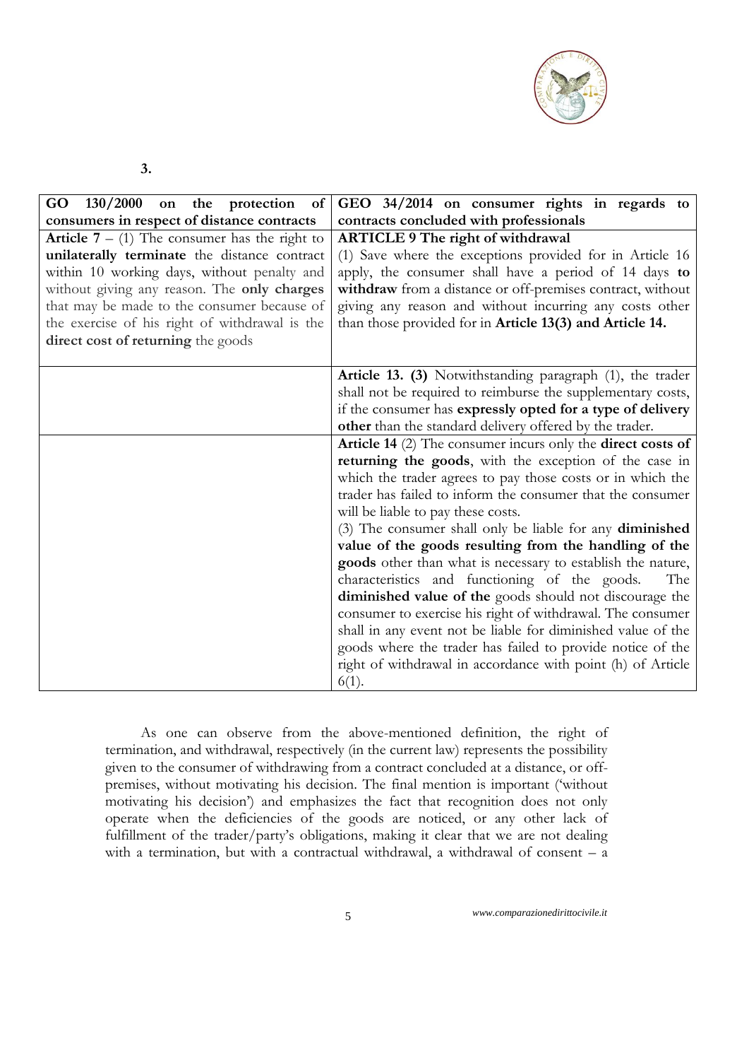**3.**

| **GO 130/2000 on the protection of consumers in respect of distance contracts** | **GEO 34/2014 on consumer rights in regards to contracts concluded with professionals** |
|---|---|
| **Article 7** – (1) The consumer has the right to **unilaterally terminate** the distance contract within 10 working days, without penalty and without giving any reason. The **only charges** that may be made to the consumer because of the exercise of his right of withdrawal is the **direct cost of returning** the goods | **ARTICLE 9 The right of withdrawal**<br>(1) Save where the exceptions provided for in Article 16 apply, the consumer shall have a period of 14 days **to withdraw** from a distance or off-premises contract, without giving any reason and without incurring any costs other than those provided for in **Article 13(3) and Article 14.** |
| | **Article 13. (3)** Notwithstanding paragraph (1), the trader shall not be required to reimburse the supplementary costs, if the consumer has **expressly opted for a type of delivery other** than the standard delivery offered by the trader. |
| | **Article 14** (2) The consumer incurs only the **direct costs of returning the goods**, with the exception of the case in which the trader agrees to pay those costs or in which the trader has failed to inform the consumer that the consumer will be liable to pay these costs.<br>(3) The consumer shall only be liable for any **diminished value of the goods resulting from the handling of the goods** other than what is necessary to establish the nature, characteristics and functioning of the goods. The **diminished value of the** goods should not discourage the consumer to exercise his right of withdrawal. The consumer shall in any event not be liable for diminished value of the goods where the trader has failed to provide notice of the right of withdrawal in accordance with point (h) of Article 6(1). |

As one can observe from the above-mentioned definition, the right of termination, and withdrawal, respectively (in the current law) represents the possibility given to the consumer of withdrawing from a contract concluded at a distance, or off-premises, without motivating his decision. The final mention is important ('without motivating his decision') and emphasizes the fact that recognition does not only operate when the deficiencies of the goods are noticed, or any other lack of fulfillment of the trader/party's obligations, making it clear that we are not dealing with a termination, but with a contractual withdrawal, a withdrawal of consent – a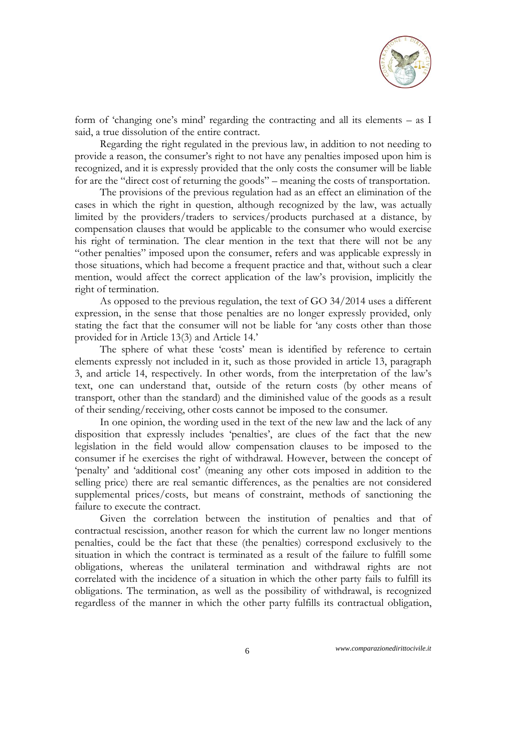form of 'changing one's mind' regarding the contracting and all its elements – as I said, a true dissolution of the entire contract.

Regarding the right regulated in the previous law, in addition to not needing to provide a reason, the consumer's right to not have any penalties imposed upon him is recognized, and it is expressly provided that the only costs the consumer will be liable for are the "direct cost of returning the goods" – meaning the costs of transportation.

The provisions of the previous regulation had as an effect an elimination of the cases in which the right in question, although recognized by the law, was actually limited by the providers/traders to services/products purchased at a distance, by compensation clauses that would be applicable to the consumer who would exercise his right of termination. The clear mention in the text that there will not be any "other penalties" imposed upon the consumer, refers and was applicable expressly in those situations, which had become a frequent practice and that, without such a clear mention, would affect the correct application of the law's provision, implicitly the right of termination.

As opposed to the previous regulation, the text of GO 34/2014 uses a different expression, in the sense that those penalties are no longer expressly provided, only stating the fact that the consumer will not be liable for 'any costs other than those provided for in Article 13(3) and Article 14.'

The sphere of what these 'costs' mean is identified by reference to certain elements expressly not included in it, such as those provided in article 13, paragraph 3, and article 14, respectively. In other words, from the interpretation of the law's text, one can understand that, outside of the return costs (by other means of transport, other than the standard) and the diminished value of the goods as a result of their sending/receiving, other costs cannot be imposed to the consumer.

In one opinion, the wording used in the text of the new law and the lack of any disposition that expressly includes 'penalties', are clues of the fact that the new legislation in the field would allow compensation clauses to be imposed to the consumer if he exercises the right of withdrawal. However, between the concept of 'penalty' and 'additional cost' (meaning any other cots imposed in addition to the selling price) there are real semantic differences, as the penalties are not considered supplemental prices/costs, but means of constraint, methods of sanctioning the failure to execute the contract.

Given the correlation between the institution of penalties and that of contractual rescission, another reason for which the current law no longer mentions penalties, could be the fact that these (the penalties) correspond exclusively to the situation in which the contract is terminated as a result of the failure to fulfill some obligations, whereas the unilateral termination and withdrawal rights are not correlated with the incidence of a situation in which the other party fails to fulfill its obligations. The termination, as well as the possibility of withdrawal, is recognized regardless of the manner in which the other party fulfills its contractual obligation,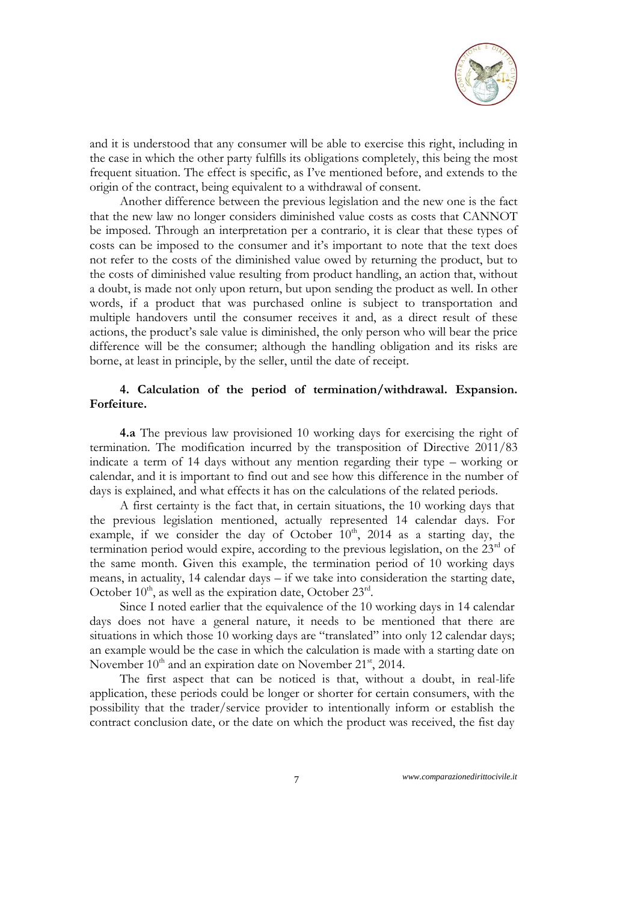and it is understood that any consumer will be able to exercise this right, including in the case in which the other party fulfills its obligations completely, this being the most frequent situation. The effect is specific, as I've mentioned before, and extends to the origin of the contract, being equivalent to a withdrawal of consent.

Another difference between the previous legislation and the new one is the fact that the new law no longer considers diminished value costs as costs that CANNOT be imposed. Through an interpretation per a contrario, it is clear that these types of costs can be imposed to the consumer and it's important to note that the text does not refer to the costs of the diminished value owed by returning the product, but to the costs of diminished value resulting from product handling, an action that, without a doubt, is made not only upon return, but upon sending the product as well. In other words, if a product that was purchased online is subject to transportation and multiple handovers until the consumer receives it and, as a direct result of these actions, the product's sale value is diminished, the only person who will bear the price difference will be the consumer; although the handling obligation and its risks are borne, at least in principle, by the seller, until the date of receipt.

### 4. Calculation of the period of termination/withdrawal. Expansion. Forfeiture.

**4.a** The previous law provisioned 10 working days for exercising the right of termination. The modification incurred by the transposition of Directive 2011/83 indicate a term of 14 days without any mention regarding their type – working or calendar, and it is important to find out and see how this difference in the number of days is explained, and what effects it has on the calculations of the related periods.

A first certainty is the fact that, in certain situations, the 10 working days that the previous legislation mentioned, actually represented 14 calendar days. For example, if we consider the day of October 10th, 2014 as a starting day, the termination period would expire, according to the previous legislation, on the 23rd of the same month. Given this example, the termination period of 10 working days means, in actuality, 14 calendar days – if we take into consideration the starting date, October 10th, as well as the expiration date, October 23rd.

Since I noted earlier that the equivalence of the 10 working days in 14 calendar days does not have a general nature, it needs to be mentioned that there are situations in which those 10 working days are "translated" into only 12 calendar days; an example would be the case in which the calculation is made with a starting date on November 10th and an expiration date on November 21st, 2014.

The first aspect that can be noticed is that, without a doubt, in real-life application, these periods could be longer or shorter for certain consumers, with the possibility that the trader/service provider to intentionally inform or establish the contract conclusion date, or the date on which the product was received, the fist day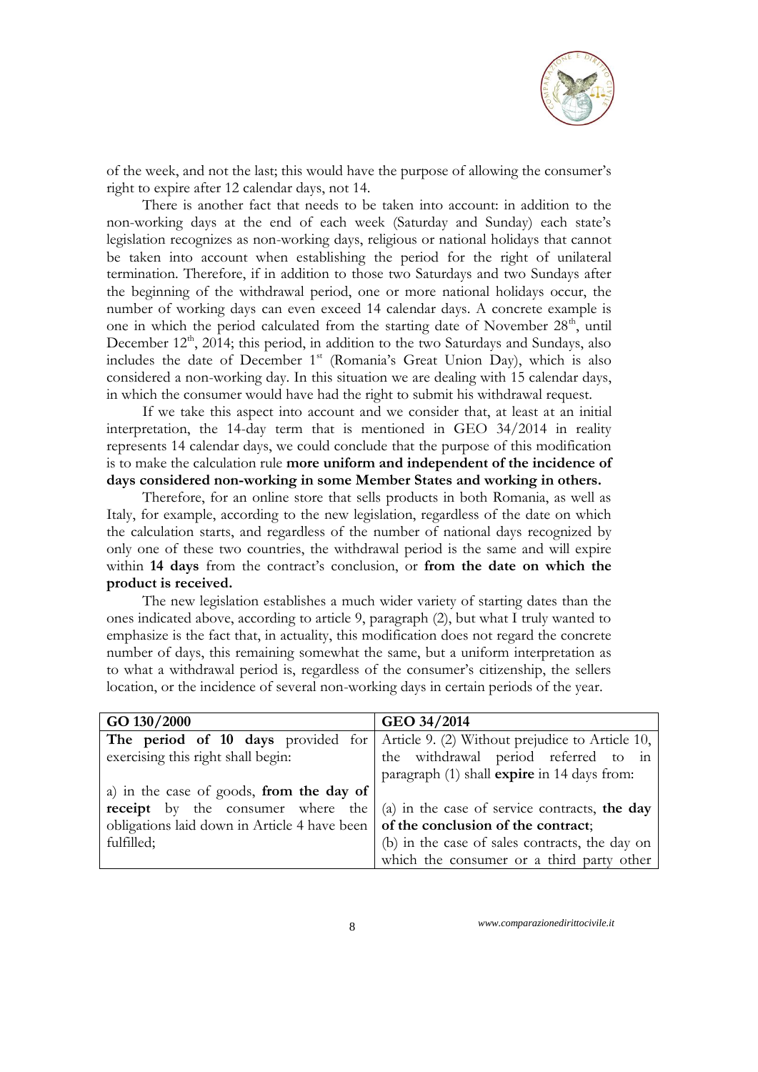of the week, and not the last; this would have the purpose of allowing the consumer's right to expire after 12 calendar days, not 14.

There is another fact that needs to be taken into account: in addition to the non-working days at the end of each week (Saturday and Sunday) each state's legislation recognizes as non-working days, religious or national holidays that cannot be taken into account when establishing the period for the right of unilateral termination. Therefore, if in addition to those two Saturdays and two Sundays after the beginning of the withdrawal period, one or more national holidays occur, the number of working days can even exceed 14 calendar days. A concrete example is one in which the period calculated from the starting date of November 28th, until December 12th, 2014; this period, in addition to the two Saturdays and Sundays, also includes the date of December 1st (Romania's Great Union Day), which is also considered a non-working day. In this situation we are dealing with 15 calendar days, in which the consumer would have had the right to submit his withdrawal request.

If we take this aspect into account and we consider that, at least at an initial interpretation, the 14-day term that is mentioned in GEO 34/2014 in reality represents 14 calendar days, we could conclude that the purpose of this modification is to make the calculation rule **more uniform and independent of the incidence of days considered non-working in some Member States and working in others.**

Therefore, for an online store that sells products in both Romania, as well as Italy, for example, according to the new legislation, regardless of the date on which the calculation starts, and regardless of the number of national days recognized by only one of these two countries, the withdrawal period is the same and will expire within **14 days** from the contract's conclusion, or **from the date on which the product is received.**

The new legislation establishes a much wider variety of starting dates than the ones indicated above, according to article 9, paragraph (2), but what I truly wanted to emphasize is the fact that, in actuality, this modification does not regard the concrete number of days, this remaining somewhat the same, but a uniform interpretation as to what a withdrawal period is, regardless of the consumer's citizenship, the sellers location, or the incidence of several non-working days in certain periods of the year.

| GO 130/2000 | GEO 34/2014 |
|---|---|
| **The period of 10 days** provided for exercising this right shall begin:<br><br>a) in the case of goods, **from the day of receipt** by the consumer where the obligations laid down in Article 4 have been fulfilled; | Article 9. (2) Without prejudice to Article 10, the withdrawal period referred to in paragraph (1) shall **expire** in 14 days from:<br><br>(a) in the case of service contracts, **the day of the conclusion of the contract**;<br>(b) in the case of sales contracts, the day on which the consumer or a third party other |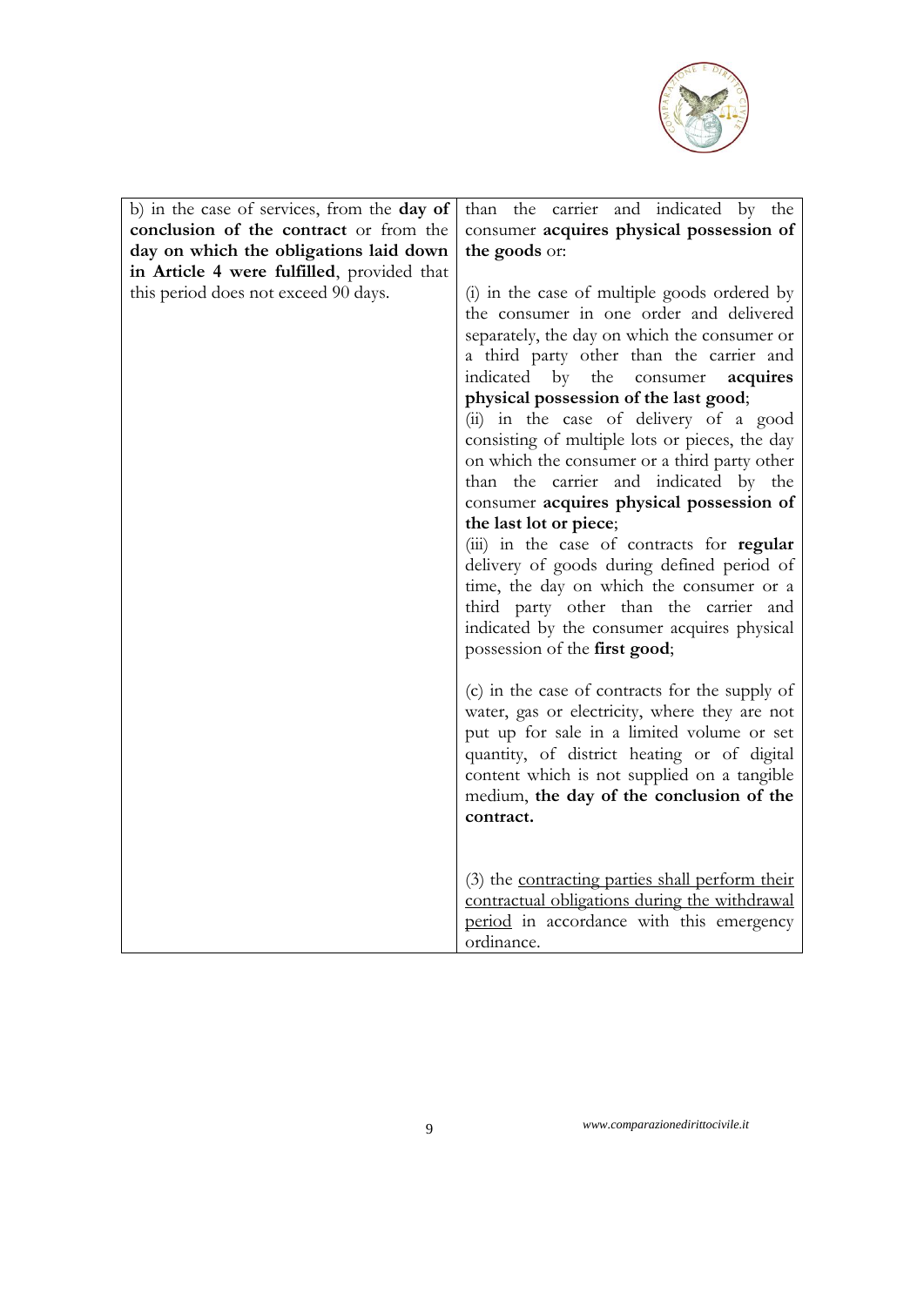| | |
|---|---|
| b) in the case of services, from the **day of conclusion of the contract** or from the **day on which the obligations laid down in Article 4 were fulfilled**, provided that this period does not exceed 90 days. | than the carrier and indicated by the consumer **acquires physical possession of the goods** or:<br><br>(i) in the case of multiple goods ordered by the consumer in one order and delivered separately, the day on which the consumer or a third party other than the carrier and indicated by the consumer **acquires physical possession of the last good**;<br>(ii) in the case of delivery of a good consisting of multiple lots or pieces, the day on which the consumer or a third party other than the carrier and indicated by the consumer **acquires physical possession of the last lot or piece**;<br>(iii) in the case of contracts for **regular** delivery of goods during defined period of time, the day on which the consumer or a third party other than the carrier and indicated by the consumer acquires physical possession of the **first good**;<br><br>(c) in the case of contracts for the supply of water, gas or electricity, where they are not put up for sale in a limited volume or set quantity, of district heating or of digital content which is not supplied on a tangible medium, **the day of the conclusion of the contract.**<br><br>(3) the <u>contracting parties shall perform their contractual obligations during the withdrawal period</u> in accordance with this emergency ordinance. |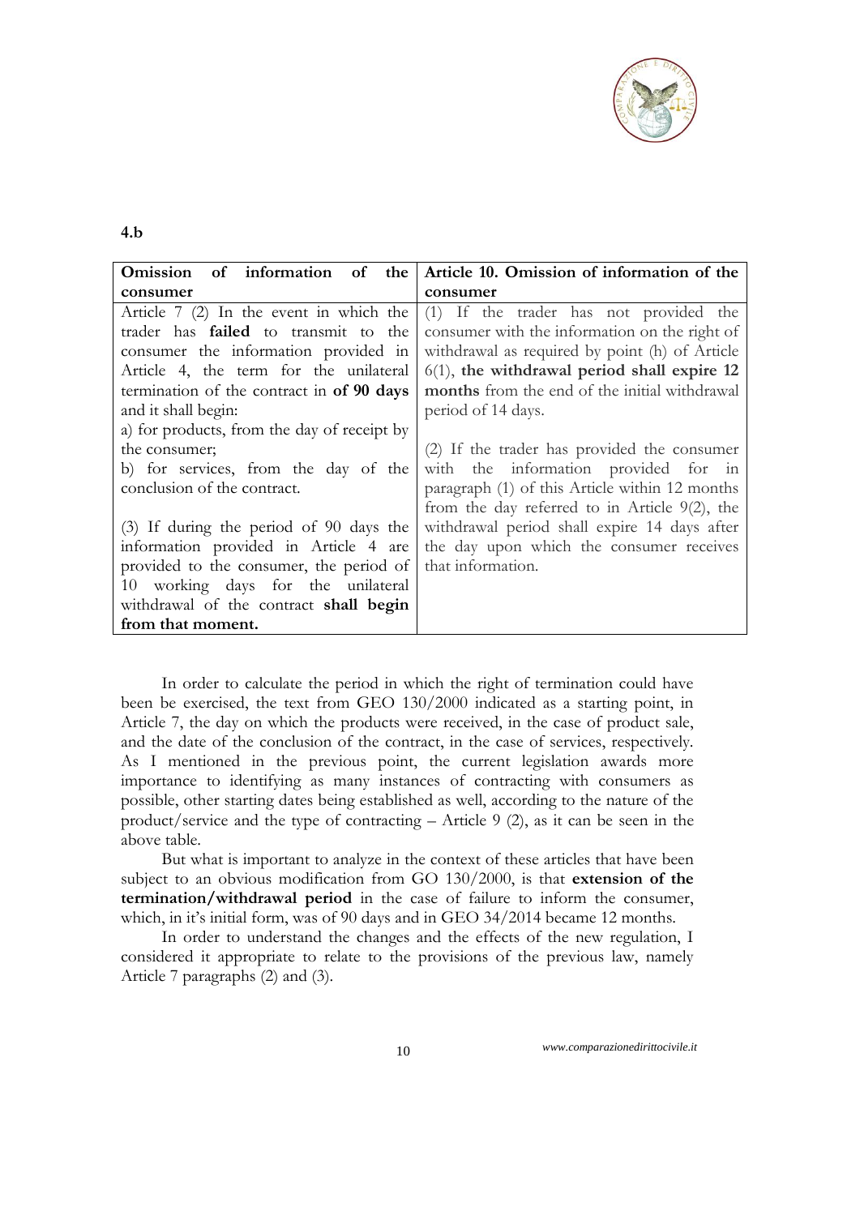**4.b**

| **Omission of information of the consumer** | **Article 10. Omission of information of the consumer** |
| --- | --- |
| Article 7 (2) In the event in which the trader has **failed** to transmit to the consumer the information provided in Article 4, the term for the unilateral termination of the contract in **of 90 days** and it shall begin:<br>a) for products, from the day of receipt by the consumer;<br>b) for services, from the day of the conclusion of the contract.<br><br>(3) If during the period of 90 days the information provided in Article 4 are provided to the consumer, the period of 10 working days for the unilateral withdrawal of the contract **shall begin from that moment.** | (1) If the trader has not provided the consumer with the information on the right of withdrawal as required by point (h) of Article 6(1), **the withdrawal period shall expire 12 months** from the end of the initial withdrawal period of 14 days.<br><br>(2) If the trader has provided the consumer with the information provided for in paragraph (1) of this Article within 12 months from the day referred to in Article 9(2), the withdrawal period shall expire 14 days after the day upon which the consumer receives that information. |

In order to calculate the period in which the right of termination could have been be exercised, the text from GEO 130/2000 indicated as a starting point, in Article 7, the day on which the products were received, in the case of product sale, and the date of the conclusion of the contract, in the case of services, respectively. As I mentioned in the previous point, the current legislation awards more importance to identifying as many instances of contracting with consumers as possible, other starting dates being established as well, according to the nature of the product/service and the type of contracting – Article 9 (2), as it can be seen in the above table.

But what is important to analyze in the context of these articles that have been subject to an obvious modification from GO 130/2000, is that **extension of the termination/withdrawal period** in the case of failure to inform the consumer, which, in it's initial form, was of 90 days and in GEO 34/2014 became 12 months.

In order to understand the changes and the effects of the new regulation, I considered it appropriate to relate to the provisions of the previous law, namely Article 7 paragraphs (2) and (3).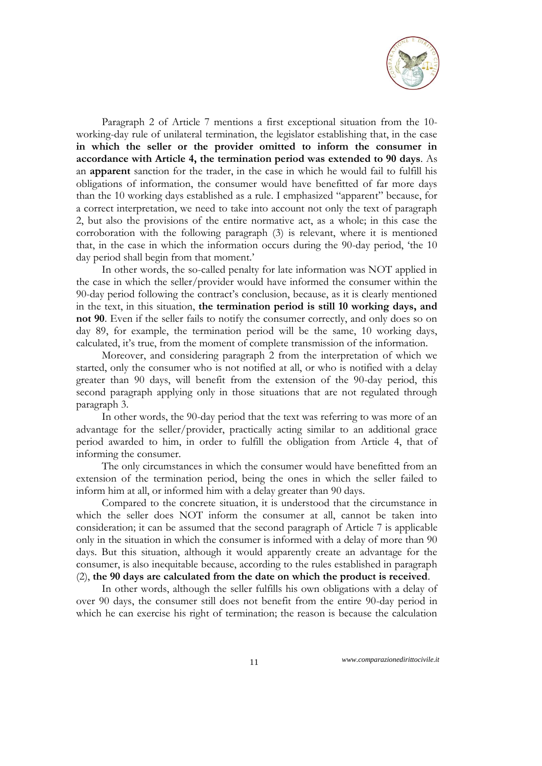Paragraph 2 of Article 7 mentions a first exceptional situation from the 10-working-day rule of unilateral termination, the legislator establishing that, in the case **in which the seller or the provider omitted to inform the consumer in accordance with Article 4, the termination period was extended to 90 days**. As an **apparent** sanction for the trader, in the case in which he would fail to fulfill his obligations of information, the consumer would have benefitted of far more days than the 10 working days established as a rule. I emphasized "apparent" because, for a correct interpretation, we need to take into account not only the text of paragraph 2, but also the provisions of the entire normative act, as a whole; in this case the corroboration with the following paragraph (3) is relevant, where it is mentioned that, in the case in which the information occurs during the 90-day period, 'the 10 day period shall begin from that moment.'

In other words, the so-called penalty for late information was NOT applied in the case in which the seller/provider would have informed the consumer within the 90-day period following the contract's conclusion, because, as it is clearly mentioned in the text, in this situation, **the termination period is still 10 working days, and not 90**. Even if the seller fails to notify the consumer correctly, and only does so on day 89, for example, the termination period will be the same, 10 working days, calculated, it's true, from the moment of complete transmission of the information.

Moreover, and considering paragraph 2 from the interpretation of which we started, only the consumer who is not notified at all, or who is notified with a delay greater than 90 days, will benefit from the extension of the 90-day period, this second paragraph applying only in those situations that are not regulated through paragraph 3.

In other words, the 90-day period that the text was referring to was more of an advantage for the seller/provider, practically acting similar to an additional grace period awarded to him, in order to fulfill the obligation from Article 4, that of informing the consumer.

The only circumstances in which the consumer would have benefitted from an extension of the termination period, being the ones in which the seller failed to inform him at all, or informed him with a delay greater than 90 days.

Compared to the concrete situation, it is understood that the circumstance in which the seller does NOT inform the consumer at all, cannot be taken into consideration; it can be assumed that the second paragraph of Article 7 is applicable only in the situation in which the consumer is informed with a delay of more than 90 days. But this situation, although it would apparently create an advantage for the consumer, is also inequitable because, according to the rules established in paragraph (2), **the 90 days are calculated from the date on which the product is received**.

In other words, although the seller fulfills his own obligations with a delay of over 90 days, the consumer still does not benefit from the entire 90-day period in which he can exercise his right of termination; the reason is because the calculation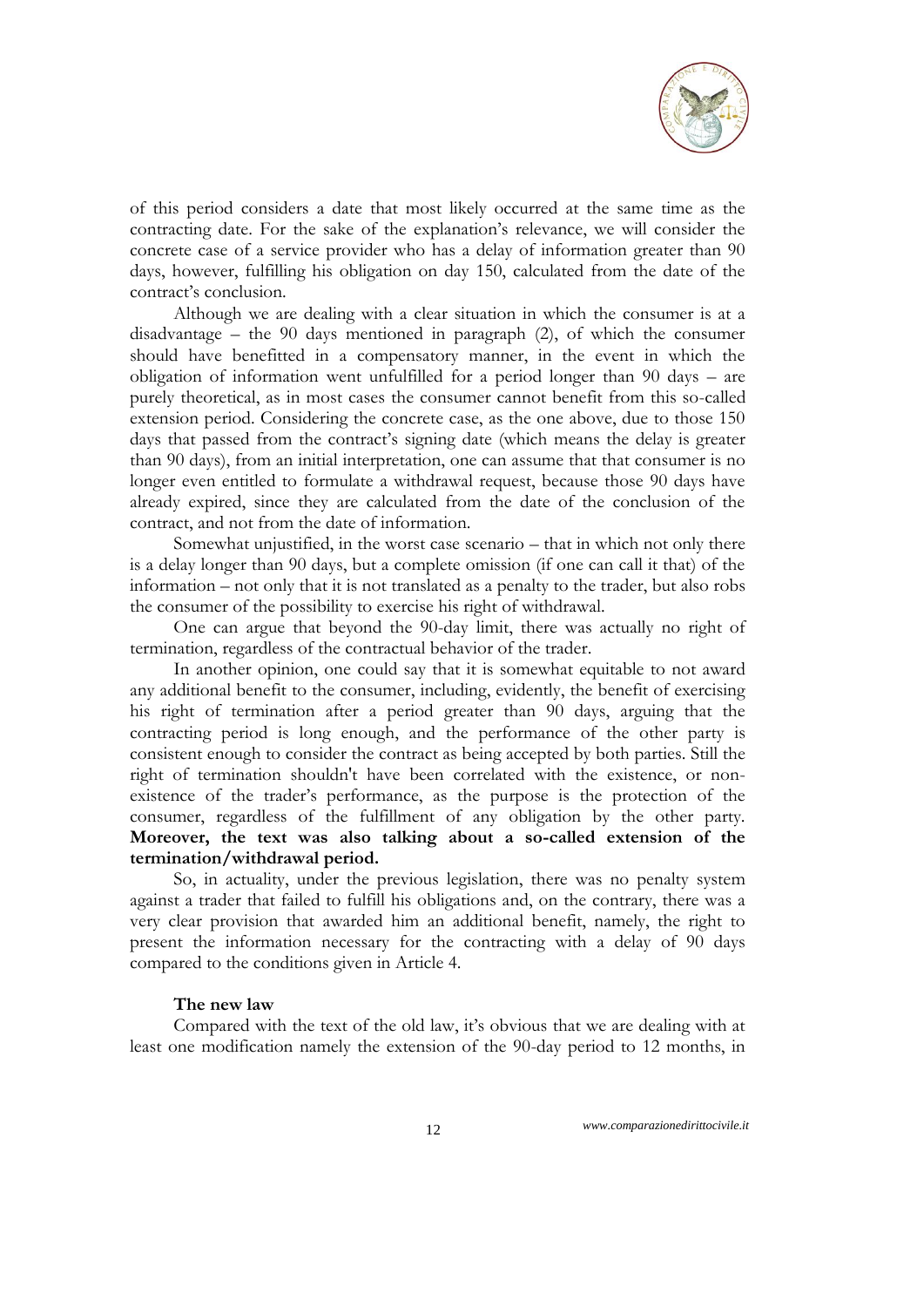of this period considers a date that most likely occurred at the same time as the contracting date. For the sake of the explanation's relevance, we will consider the concrete case of a service provider who has a delay of information greater than 90 days, however, fulfilling his obligation on day 150, calculated from the date of the contract's conclusion.

Although we are dealing with a clear situation in which the consumer is at a disadvantage – the 90 days mentioned in paragraph (2), of which the consumer should have benefitted in a compensatory manner, in the event in which the obligation of information went unfulfilled for a period longer than 90 days – are purely theoretical, as in most cases the consumer cannot benefit from this so-called extension period. Considering the concrete case, as the one above, due to those 150 days that passed from the contract's signing date (which means the delay is greater than 90 days), from an initial interpretation, one can assume that that consumer is no longer even entitled to formulate a withdrawal request, because those 90 days have already expired, since they are calculated from the date of the conclusion of the contract, and not from the date of information.

Somewhat unjustified, in the worst case scenario – that in which not only there is a delay longer than 90 days, but a complete omission (if one can call it that) of the information – not only that it is not translated as a penalty to the trader, but also robs the consumer of the possibility to exercise his right of withdrawal.

One can argue that beyond the 90-day limit, there was actually no right of termination, regardless of the contractual behavior of the trader.

In another opinion, one could say that it is somewhat equitable to not award any additional benefit to the consumer, including, evidently, the benefit of exercising his right of termination after a period greater than 90 days, arguing that the contracting period is long enough, and the performance of the other party is consistent enough to consider the contract as being accepted by both parties. Still the right of termination shouldn't have been correlated with the existence, or non-existence of the trader's performance, as the purpose is the protection of the consumer, regardless of the fulfillment of any obligation by the other party. **Moreover, the text was also talking about a so-called extension of the termination/withdrawal period.**

So, in actuality, under the previous legislation, there was no penalty system against a trader that failed to fulfill his obligations and, on the contrary, there was a very clear provision that awarded him an additional benefit, namely, the right to present the information necessary for the contracting with a delay of 90 days compared to the conditions given in Article 4.

**The new law**

Compared with the text of the old law, it's obvious that we are dealing with at least one modification namely the extension of the 90-day period to 12 months, in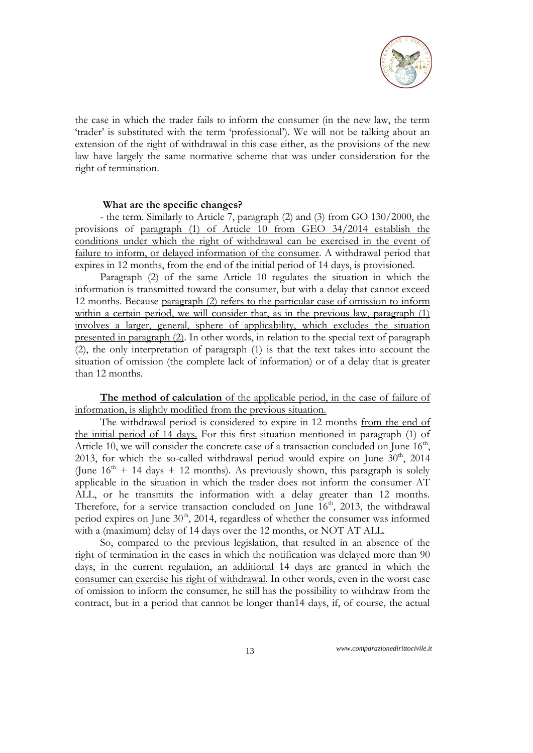the case in which the trader fails to inform the consumer (in the new law, the term 'trader' is substituted with the term 'professional'). We will not be talking about an extension of the right of withdrawal in this case either, as the provisions of the new law have largely the same normative scheme that was under consideration for the right of termination.

**What are the specific changes?**

- the term. Similarly to Article 7, paragraph (2) and (3) from GO 130/2000, the provisions of paragraph (1) of Article 10 from GEO 34/2014 establish the conditions under which the right of withdrawal can be exercised in the event of failure to inform, or delayed information of the consumer. A withdrawal period that expires in 12 months, from the end of the initial period of 14 days, is provisioned.

Paragraph (2) of the same Article 10 regulates the situation in which the information is transmitted toward the consumer, but with a delay that cannot exceed 12 months. Because paragraph (2) refers to the particular case of omission to inform within a certain period, we will consider that, as in the previous law, paragraph (1) involves a larger, general, sphere of applicability, which excludes the situation presented in paragraph (2). In other words, in relation to the special text of paragraph (2), the only interpretation of paragraph (1) is that the text takes into account the situation of omission (the complete lack of information) or of a delay that is greater than 12 months.

**The method of calculation** of the applicable period, in the case of failure of information, is slightly modified from the previous situation.

The withdrawal period is considered to expire in 12 months from the end of the initial period of 14 days. For this first situation mentioned in paragraph (1) of Article 10, we will consider the concrete case of a transaction concluded on June 16th, 2013, for which the so-called withdrawal period would expire on June 30th, 2014 (June 16th + 14 days + 12 months). As previously shown, this paragraph is solely applicable in the situation in which the trader does not inform the consumer AT ALL, or he transmits the information with a delay greater than 12 months. Therefore, for a service transaction concluded on June 16th, 2013, the withdrawal period expires on June 30th, 2014, regardless of whether the consumer was informed with a (maximum) delay of 14 days over the 12 months, or NOT AT ALL.

So, compared to the previous legislation, that resulted in an absence of the right of termination in the cases in which the notification was delayed more than 90 days, in the current regulation, an additional 14 days are granted in which the consumer can exercise his right of withdrawal. In other words, even in the worst case of omission to inform the consumer, he still has the possibility to withdraw from the contract, but in a period that cannot be longer than14 days, if, of course, the actual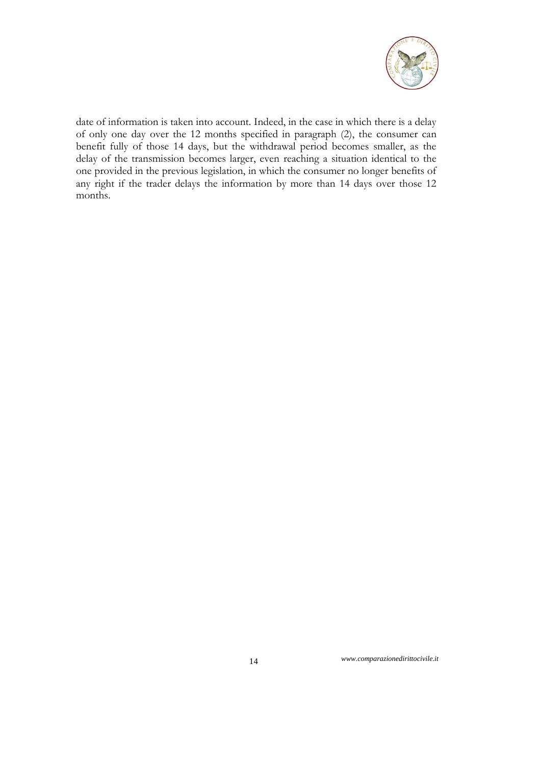date of information is taken into account. Indeed, in the case in which there is a delay of only one day over the 12 months specified in paragraph (2), the consumer can benefit fully of those 14 days, but the withdrawal period becomes smaller, as the delay of the transmission becomes larger, even reaching a situation identical to the one provided in the previous legislation, in which the consumer no longer benefits of any right if the trader delays the information by more than 14 days over those 12 months.